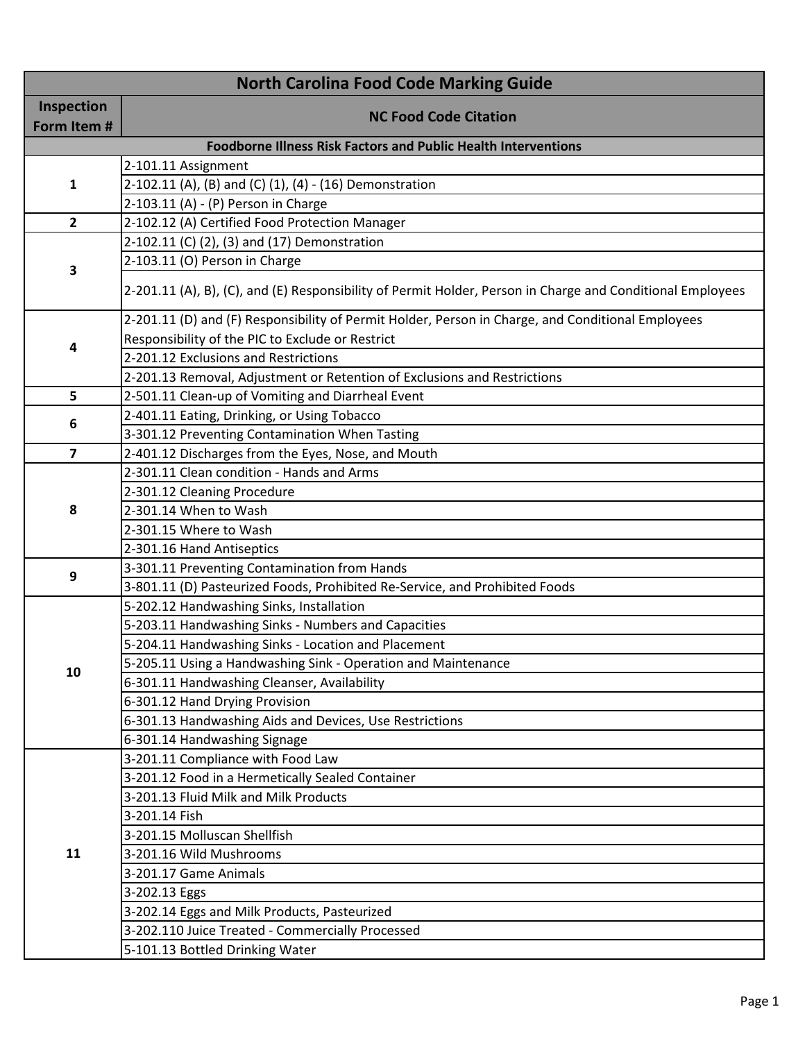| North Carolina Food Code Marking Guide | |
|---|---|
| **Inspection Form Item #** | **NC Food Code Citation** |
| **Foodborne Illness Risk Factors and Public Health Interventions** | |
| **1** | 2-101.11 Assignment |
| | 2-102.11 (A), (B) and (C) (1), (4) - (16) Demonstration |
| | 2-103.11 (A) - (P) Person in Charge |
| **2** | 2-102.12 (A) Certified Food Protection Manager |
| **3** | 2-102.11 (C) (2), (3) and (17) Demonstration |
| | 2-103.11 (O) Person in Charge |
| | 2-201.11 (A), B), (C), and (E) Responsibility of Permit Holder, Person in Charge and Conditional Employees |
| **4** | 2-201.11 (D) and (F) Responsibility of Permit Holder, Person in Charge, and Conditional Employees Responsibility of the PIC to Exclude or Restrict |
| | 2-201.12 Exclusions and Restrictions |
| | 2-201.13 Removal, Adjustment or Retention of Exclusions and Restrictions |
| **5** | 2-501.11 Clean-up of Vomiting and Diarrheal Event |
| **6** | 2-401.11 Eating, Drinking, or Using Tobacco |
| | 3-301.12 Preventing Contamination When Tasting |
| **7** | 2-401.12 Discharges from the Eyes, Nose, and Mouth |
| **8** | 2-301.11 Clean condition - Hands and Arms |
| | 2-301.12 Cleaning Procedure |
| | 2-301.14 When to Wash |
| | 2-301.15 Where to Wash |
| | 2-301.16 Hand Antiseptics |
| **9** | 3-301.11 Preventing Contamination from Hands |
| | 3-801.11 (D) Pasteurized Foods, Prohibited Re-Service, and Prohibited Foods |
| **10** | 5-202.12 Handwashing Sinks, Installation |
| | 5-203.11 Handwashing Sinks - Numbers and Capacities |
| | 5-204.11 Handwashing Sinks - Location and Placement |
| | 5-205.11 Using a Handwashing Sink - Operation and Maintenance |
| | 6-301.11 Handwashing Cleanser, Availability |
| | 6-301.12 Hand Drying Provision |
| | 6-301.13 Handwashing Aids and Devices, Use Restrictions |
| | 6-301.14 Handwashing Signage |
| **11** | 3-201.11 Compliance with Food Law |
| | 3-201.12 Food in a Hermetically Sealed Container |
| | 3-201.13 Fluid Milk and Milk Products |
| | 3-201.14 Fish |
| | 3-201.15 Molluscan Shellfish |
| | 3-201.16 Wild Mushrooms |
| | 3-201.17 Game Animals |
| | 3-202.13 Eggs |
| | 3-202.14 Eggs and Milk Products, Pasteurized |
| | 3-202.110 Juice Treated - Commercially Processed |
| | 5-101.13 Bottled Drinking Water |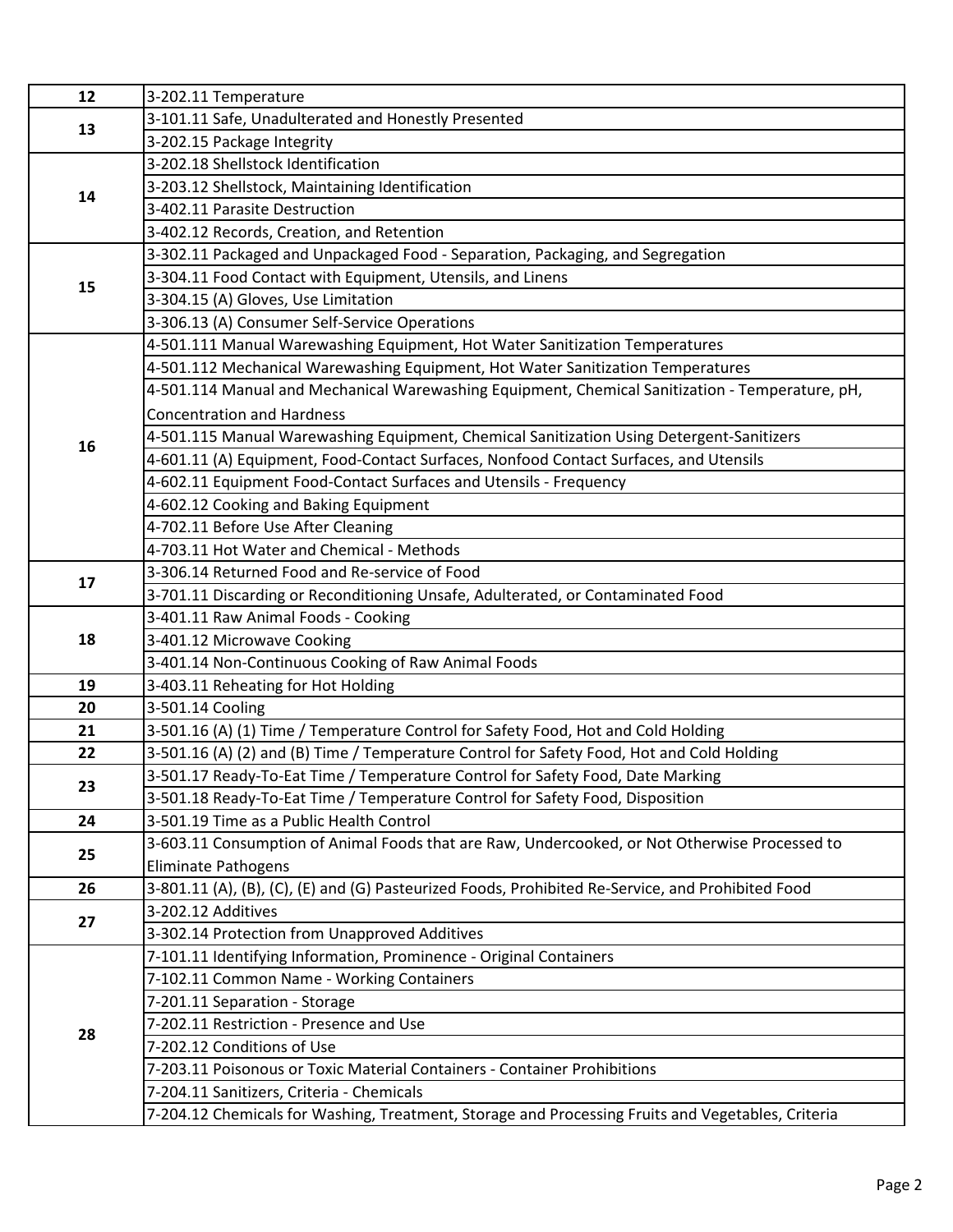| | |
|---|---|
| 12 | 3-202.11 Temperature |
| 13 | 3-101.11 Safe, Unadulterated and Honestly Presented |
| | 3-202.15 Package Integrity |
| 14 | 3-202.18 Shellstock Identification |
| | 3-203.12 Shellstock, Maintaining Identification |
| | 3-402.11 Parasite Destruction |
| | 3-402.12 Records, Creation, and Retention |
| 15 | 3-302.11 Packaged and Unpackaged Food - Separation, Packaging, and Segregation |
| | 3-304.11 Food Contact with Equipment, Utensils, and Linens |
| | 3-304.15 (A) Gloves, Use Limitation |
| | 3-306.13 (A) Consumer Self-Service Operations |
| 16 | 4-501.111 Manual Warewashing Equipment, Hot Water Sanitization Temperatures |
| | 4-501.112 Mechanical Warewashing Equipment, Hot Water Sanitization Temperatures |
| | 4-501.114 Manual and Mechanical Warewashing Equipment, Chemical Sanitization - Temperature, pH, Concentration and Hardness |
| | 4-501.115 Manual Warewashing Equipment, Chemical Sanitization Using Detergent-Sanitizers |
| | 4-601.11 (A) Equipment, Food-Contact Surfaces, Nonfood Contact Surfaces, and Utensils |
| | 4-602.11 Equipment Food-Contact Surfaces and Utensils - Frequency |
| | 4-602.12 Cooking and Baking Equipment |
| | 4-702.11 Before Use After Cleaning |
| | 4-703.11 Hot Water and Chemical - Methods |
| 17 | 3-306.14 Returned Food and Re-service of Food |
| | 3-701.11 Discarding or Reconditioning Unsafe, Adulterated, or Contaminated Food |
| 18 | 3-401.11 Raw Animal Foods - Cooking |
| | 3-401.12 Microwave Cooking |
| | 3-401.14 Non-Continuous Cooking of Raw Animal Foods |
| 19 | 3-403.11 Reheating for Hot Holding |
| 20 | 3-501.14 Cooling |
| 21 | 3-501.16 (A) (1) Time / Temperature Control for Safety Food, Hot and Cold Holding |
| 22 | 3-501.16 (A) (2) and (B) Time / Temperature Control for Safety Food, Hot and Cold Holding |
| 23 | 3-501.17 Ready-To-Eat Time / Temperature Control for Safety Food, Date Marking |
| | 3-501.18 Ready-To-Eat Time / Temperature Control for Safety Food, Disposition |
| 24 | 3-501.19 Time as a Public Health Control |
| 25 | 3-603.11 Consumption of Animal Foods that are Raw, Undercooked, or Not Otherwise Processed to Eliminate Pathogens |
| 26 | 3-801.11 (A), (B), (C), (E) and (G) Pasteurized Foods, Prohibited Re-Service, and Prohibited Food |
| 27 | 3-202.12 Additives |
| | 3-302.14 Protection from Unapproved Additives |
| 28 | 7-101.11 Identifying Information, Prominence - Original Containers |
| | 7-102.11 Common Name - Working Containers |
| | 7-201.11 Separation - Storage |
| | 7-202.11 Restriction - Presence and Use |
| | 7-202.12 Conditions of Use |
| | 7-203.11 Poisonous or Toxic Material Containers - Container Prohibitions |
| | 7-204.11 Sanitizers, Criteria - Chemicals |
| | 7-204.12 Chemicals for Washing, Treatment, Storage and Processing Fruits and Vegetables, Criteria |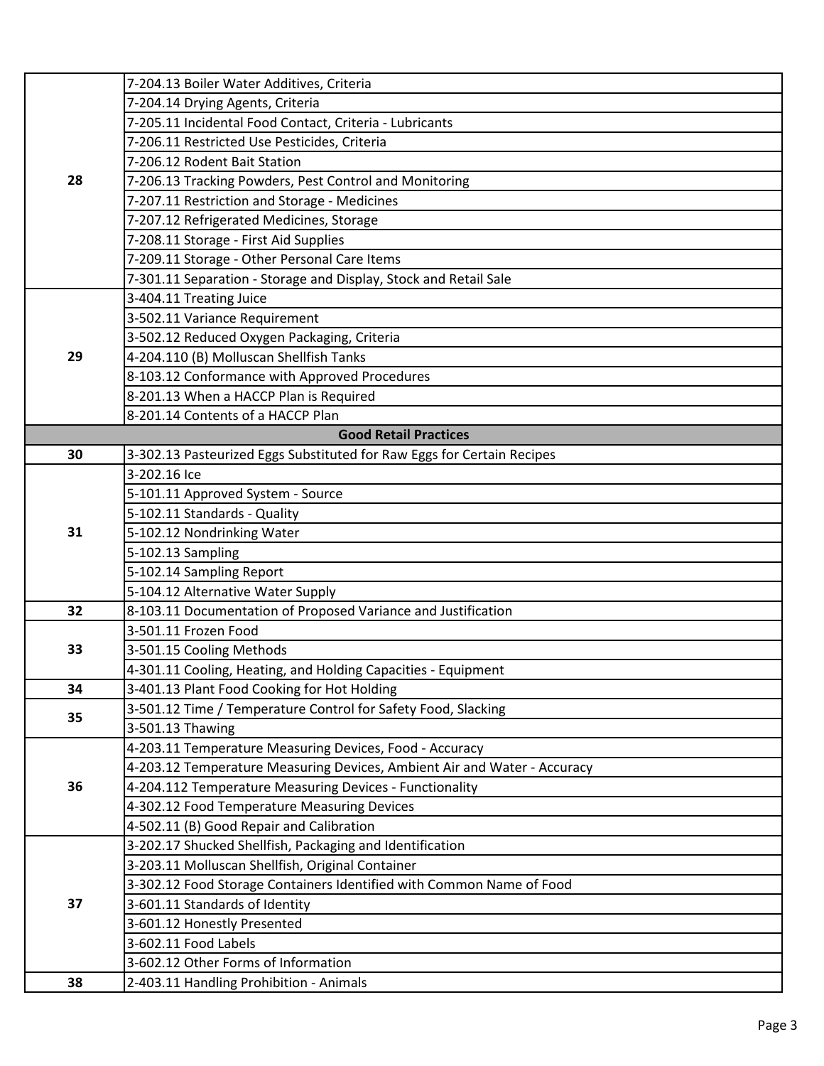| | |
|---|---|
| 28 | 7-204.13 Boiler Water Additives, Criteria |
| | 7-204.14 Drying Agents, Criteria |
| | 7-205.11 Incidental Food Contact, Criteria - Lubricants |
| | 7-206.11 Restricted Use Pesticides, Criteria |
| | 7-206.12 Rodent Bait Station |
| | 7-206.13 Tracking Powders, Pest Control and Monitoring |
| | 7-207.11 Restriction and Storage - Medicines |
| | 7-207.12 Refrigerated Medicines, Storage |
| | 7-208.11 Storage - First Aid Supplies |
| | 7-209.11 Storage - Other Personal Care Items |
| | 7-301.11 Separation - Storage and Display, Stock and Retail Sale |
| 29 | 3-404.11 Treating Juice |
| | 3-502.11 Variance Requirement |
| | 3-502.12 Reduced Oxygen Packaging, Criteria |
| | 4-204.110 (B) Molluscan Shellfish Tanks |
| | 8-103.12 Conformance with Approved Procedures |
| | 8-201.13 When a HACCP Plan is Required |
| | 8-201.14 Contents of a HACCP Plan |
| **Good Retail Practices** | |
| 30 | 3-302.13 Pasteurized Eggs Substituted for Raw Eggs for Certain Recipes |
| 31 | 3-202.16 Ice |
| | 5-101.11 Approved System - Source |
| | 5-102.11 Standards - Quality |
| | 5-102.12 Nondrinking Water |
| | 5-102.13 Sampling |
| | 5-102.14 Sampling Report |
| | 5-104.12 Alternative Water Supply |
| 32 | 8-103.11 Documentation of Proposed Variance and Justification |
| 33 | 3-501.11 Frozen Food |
| | 3-501.15 Cooling Methods |
| | 4-301.11 Cooling, Heating, and Holding Capacities - Equipment |
| 34 | 3-401.13 Plant Food Cooking for Hot Holding |
| 35 | 3-501.12 Time / Temperature Control for Safety Food, Slacking |
| | 3-501.13 Thawing |
| 36 | 4-203.11 Temperature Measuring Devices, Food - Accuracy |
| | 4-203.12 Temperature Measuring Devices, Ambient Air and Water - Accuracy |
| | 4-204.112 Temperature Measuring Devices - Functionality |
| | 4-302.12 Food Temperature Measuring Devices |
| | 4-502.11 (B) Good Repair and Calibration |
| 37 | 3-202.17 Shucked Shellfish, Packaging and Identification |
| | 3-203.11 Molluscan Shellfish, Original Container |
| | 3-302.12 Food Storage Containers Identified with Common Name of Food |
| | 3-601.11 Standards of Identity |
| | 3-601.12 Honestly Presented |
| | 3-602.11 Food Labels |
| | 3-602.12 Other Forms of Information |
| 38 | 2-403.11 Handling Prohibition - Animals |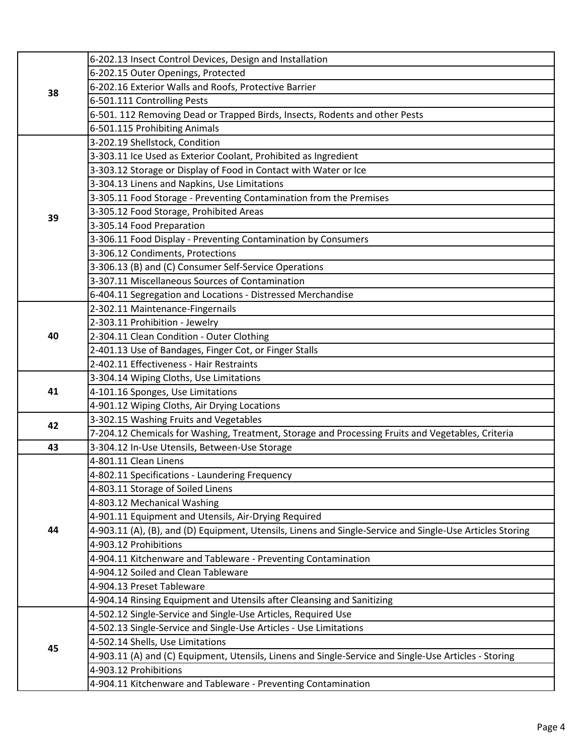| | |
|---|---|
| 38 | 6-202.13 Insect Control Devices, Design and Installation |
| | 6-202.15 Outer Openings, Protected |
| | 6-202.16 Exterior Walls and Roofs, Protective Barrier |
| | 6-501.111 Controlling Pests |
| | 6-501. 112 Removing Dead or Trapped Birds, Insects, Rodents and other Pests |
| | 6-501.115 Prohibiting Animals |
| 39 | 3-202.19 Shellstock, Condition |
| | 3-303.11 Ice Used as Exterior Coolant, Prohibited as Ingredient |
| | 3-303.12 Storage or Display of Food in Contact with Water or Ice |
| | 3-304.13 Linens and Napkins, Use Limitations |
| | 3-305.11 Food Storage - Preventing Contamination from the Premises |
| | 3-305.12 Food Storage, Prohibited Areas |
| | 3-305.14 Food Preparation |
| | 3-306.11 Food Display - Preventing Contamination by Consumers |
| | 3-306.12 Condiments, Protections |
| | 3-306.13 (B) and (C) Consumer Self-Service Operations |
| | 3-307.11 Miscellaneous Sources of Contamination |
| | 6-404.11 Segregation and Locations - Distressed Merchandise |
| 40 | 2-302.11 Maintenance-Fingernails |
| | 2-303.11 Prohibition - Jewelry |
| | 2-304.11 Clean Condition - Outer Clothing |
| | 2-401.13 Use of Bandages, Finger Cot, or Finger Stalls |
| | 2-402.11 Effectiveness - Hair Restraints |
| 41 | 3-304.14 Wiping Cloths, Use Limitations |
| | 4-101.16 Sponges, Use Limitations |
| | 4-901.12 Wiping Cloths, Air Drying Locations |
| 42 | 3-302.15 Washing Fruits and Vegetables |
| | 7-204.12 Chemicals for Washing, Treatment, Storage and Processing Fruits and Vegetables, Criteria |
| 43 | 3-304.12 In-Use Utensils, Between-Use Storage |
| 44 | 4-801.11 Clean Linens |
| | 4-802.11 Specifications - Laundering Frequency |
| | 4-803.11 Storage of Soiled Linens |
| | 4-803.12 Mechanical Washing |
| | 4-901.11 Equipment and Utensils, Air-Drying Required |
| | 4-903.11 (A), (B), and (D) Equipment, Utensils, Linens and Single-Service and Single-Use Articles Storing |
| | 4-903.12 Prohibitions |
| | 4-904.11 Kitchenware and Tableware - Preventing Contamination |
| | 4-904.12 Soiled and Clean Tableware |
| | 4-904.13 Preset Tableware |
| | 4-904.14 Rinsing Equipment and Utensils after Cleansing and Sanitizing |
| 45 | 4-502.12 Single-Service and Single-Use Articles, Required Use |
| | 4-502.13 Single-Service and Single-Use Articles - Use Limitations |
| | 4-502.14 Shells, Use Limitations |
| | 4-903.11 (A) and (C) Equipment, Utensils, Linens and Single-Service and Single-Use Articles - Storing |
| | 4-903.12 Prohibitions |
| | 4-904.11 Kitchenware and Tableware - Preventing Contamination |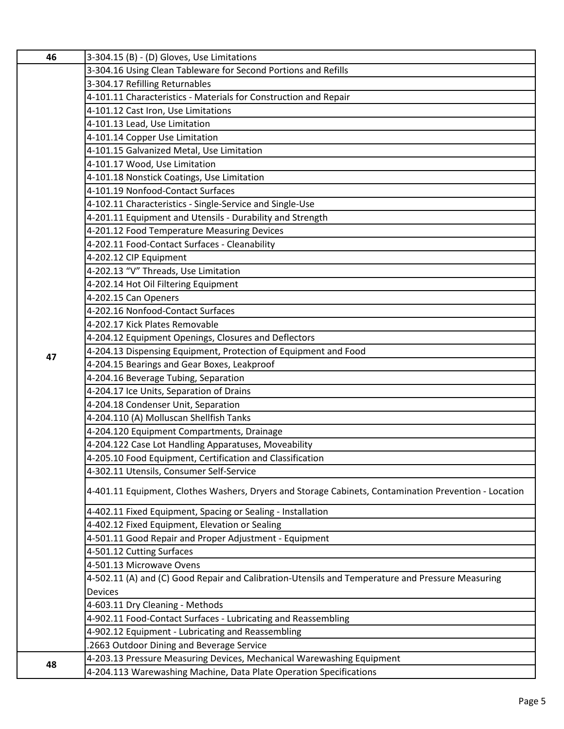| | |
|---|---|
| **46** | 3-304.15 (B) - (D) Gloves, Use Limitations |
| **47** | 3-304.16 Using Clean Tableware for Second Portions and Refills |
| | 3-304.17 Refilling Returnables |
| | 4-101.11 Characteristics - Materials for Construction and Repair |
| | 4-101.12 Cast Iron, Use Limitations |
| | 4-101.13 Lead, Use Limitation |
| | 4-101.14 Copper Use Limitation |
| | 4-101.15 Galvanized Metal, Use Limitation |
| | 4-101.17 Wood, Use Limitation |
| | 4-101.18 Nonstick Coatings, Use Limitation |
| | 4-101.19 Nonfood-Contact Surfaces |
| | 4-102.11 Characteristics - Single-Service and Single-Use |
| | 4-201.11 Equipment and Utensils - Durability and Strength |
| | 4-201.12 Food Temperature Measuring Devices |
| | 4-202.11 Food-Contact Surfaces - Cleanability |
| | 4-202.12 CIP Equipment |
| | 4-202.13 "V" Threads, Use Limitation |
| | 4-202.14 Hot Oil Filtering Equipment |
| | 4-202.15 Can Openers |
| | 4-202.16 Nonfood-Contact Surfaces |
| | 4-202.17 Kick Plates Removable |
| | 4-204.12 Equipment Openings, Closures and Deflectors |
| | 4-204.13 Dispensing Equipment, Protection of Equipment and Food |
| | 4-204.15 Bearings and Gear Boxes, Leakproof |
| | 4-204.16 Beverage Tubing, Separation |
| | 4-204.17 Ice Units, Separation of Drains |
| | 4-204.18 Condenser Unit, Separation |
| | 4-204.110 (A) Molluscan Shellfish Tanks |
| | 4-204.120 Equipment Compartments, Drainage |
| | 4-204.122 Case Lot Handling Apparatuses, Moveability |
| | 4-205.10 Food Equipment, Certification and Classification |
| | 4-302.11 Utensils, Consumer Self-Service |
| | 4-401.11 Equipment, Clothes Washers, Dryers and Storage Cabinets, Contamination Prevention - Location |
| | 4-402.11 Fixed Equipment, Spacing or Sealing - Installation |
| | 4-402.12 Fixed Equipment, Elevation or Sealing |
| | 4-501.11 Good Repair and Proper Adjustment - Equipment |
| | 4-501.12 Cutting Surfaces |
| | 4-501.13 Microwave Ovens |
| | 4-502.11 (A) and (C) Good Repair and Calibration-Utensils and Temperature and Pressure Measuring Devices |
| | 4-603.11 Dry Cleaning - Methods |
| | 4-902.11 Food-Contact Surfaces - Lubricating and Reassembling |
| | 4-902.12 Equipment - Lubricating and Reassembling |
| | .2663 Outdoor Dining and Beverage Service |
| **48** | 4-203.13 Pressure Measuring Devices, Mechanical Warewashing Equipment |
| | 4-204.113 Warewashing Machine, Data Plate Operation Specifications |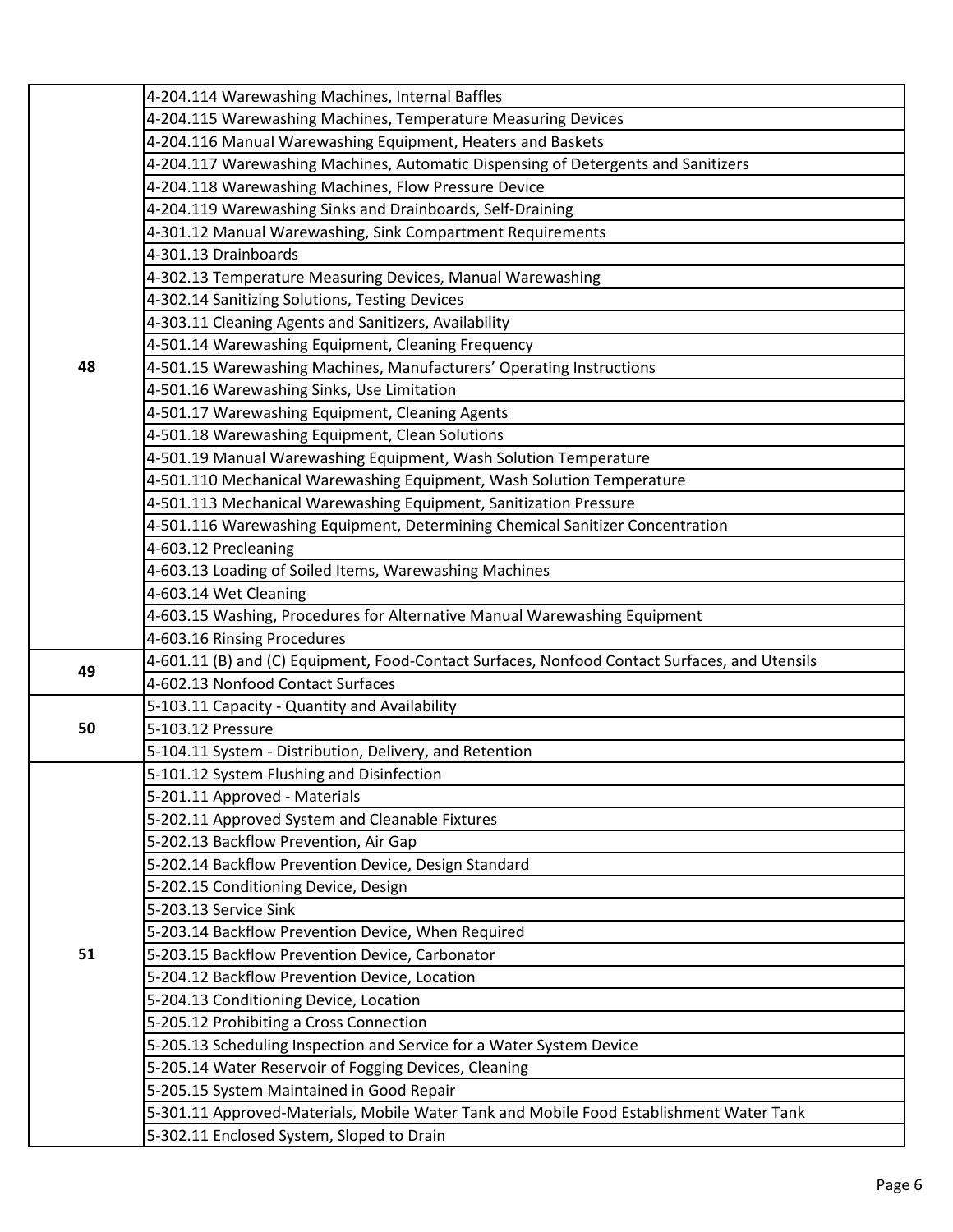| | |
|---|---|
| 48 | 4-204.114 Warewashing Machines, Internal Baffles |
| | 4-204.115 Warewashing Machines, Temperature Measuring Devices |
| | 4-204.116 Manual Warewashing Equipment, Heaters and Baskets |
| | 4-204.117 Warewashing Machines, Automatic Dispensing of Detergents and Sanitizers |
| | 4-204.118 Warewashing Machines, Flow Pressure Device |
| | 4-204.119 Warewashing Sinks and Drainboards, Self-Draining |
| | 4-301.12 Manual Warewashing, Sink Compartment Requirements |
| | 4-301.13 Drainboards |
| | 4-302.13 Temperature Measuring Devices, Manual Warewashing |
| | 4-302.14 Sanitizing Solutions, Testing Devices |
| | 4-303.11 Cleaning Agents and Sanitizers, Availability |
| | 4-501.14 Warewashing Equipment, Cleaning Frequency |
| | 4-501.15 Warewashing Machines, Manufacturers' Operating Instructions |
| | 4-501.16 Warewashing Sinks, Use Limitation |
| | 4-501.17 Warewashing Equipment, Cleaning Agents |
| | 4-501.18 Warewashing Equipment, Clean Solutions |
| | 4-501.19 Manual Warewashing Equipment, Wash Solution Temperature |
| | 4-501.110 Mechanical Warewashing Equipment, Wash Solution Temperature |
| | 4-501.113 Mechanical Warewashing Equipment, Sanitization Pressure |
| | 4-501.116 Warewashing Equipment, Determining Chemical Sanitizer Concentration |
| | 4-603.12 Precleaning |
| | 4-603.13 Loading of Soiled Items, Warewashing Machines |
| | 4-603.14 Wet Cleaning |
| | 4-603.15 Washing, Procedures for Alternative Manual Warewashing Equipment |
| | 4-603.16 Rinsing Procedures |
| 49 | 4-601.11 (B) and (C) Equipment, Food-Contact Surfaces, Nonfood Contact Surfaces, and Utensils |
| | 4-602.13 Nonfood Contact Surfaces |
| 50 | 5-103.11 Capacity - Quantity and Availability |
| | 5-103.12 Pressure |
| | 5-104.11 System - Distribution, Delivery, and Retention |
| 51 | 5-101.12 System Flushing and Disinfection |
| | 5-201.11 Approved - Materials |
| | 5-202.11 Approved System and Cleanable Fixtures |
| | 5-202.13 Backflow Prevention, Air Gap |
| | 5-202.14 Backflow Prevention Device, Design Standard |
| | 5-202.15 Conditioning Device, Design |
| | 5-203.13 Service Sink |
| | 5-203.14 Backflow Prevention Device, When Required |
| | 5-203.15 Backflow Prevention Device, Carbonator |
| | 5-204.12 Backflow Prevention Device, Location |
| | 5-204.13 Conditioning Device, Location |
| | 5-205.12 Prohibiting a Cross Connection |
| | 5-205.13 Scheduling Inspection and Service for a Water System Device |
| | 5-205.14 Water Reservoir of Fogging Devices, Cleaning |
| | 5-205.15 System Maintained in Good Repair |
| | 5-301.11 Approved-Materials, Mobile Water Tank and Mobile Food Establishment Water Tank |
| | 5-302.11 Enclosed System, Sloped to Drain |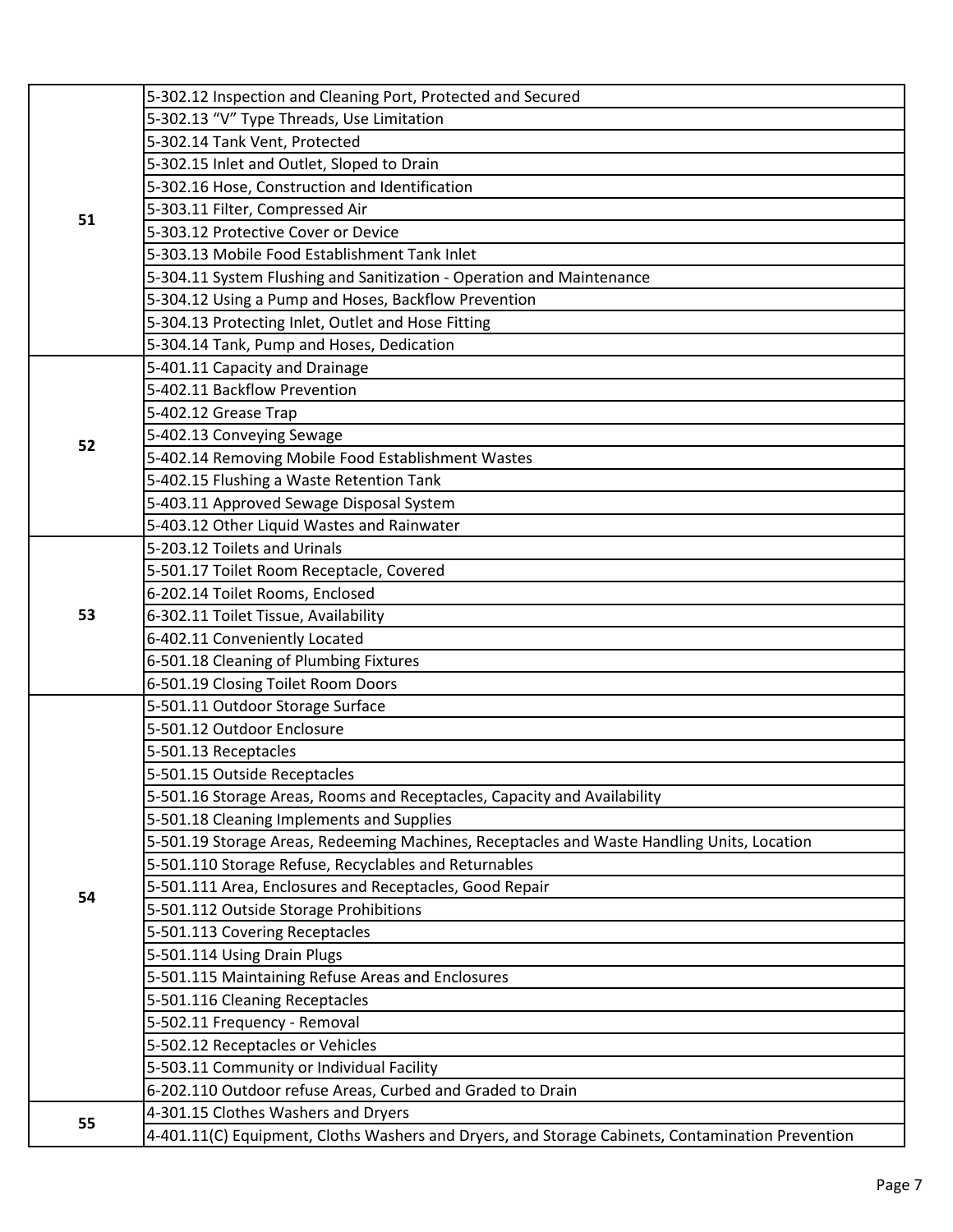| | |
|---|---|
| 51 | 5-302.12 Inspection and Cleaning Port, Protected and Secured |
| | 5-302.13 "V" Type Threads, Use Limitation |
| | 5-302.14 Tank Vent, Protected |
| | 5-302.15 Inlet and Outlet, Sloped to Drain |
| | 5-302.16 Hose, Construction and Identification |
| | 5-303.11 Filter, Compressed Air |
| | 5-303.12 Protective Cover or Device |
| | 5-303.13 Mobile Food Establishment Tank Inlet |
| | 5-304.11 System Flushing and Sanitization - Operation and Maintenance |
| | 5-304.12 Using a Pump and Hoses, Backflow Prevention |
| | 5-304.13 Protecting Inlet, Outlet and Hose Fitting |
| | 5-304.14 Tank, Pump and Hoses, Dedication |
| 52 | 5-401.11 Capacity and Drainage |
| | 5-402.11 Backflow Prevention |
| | 5-402.12 Grease Trap |
| | 5-402.13 Conveying Sewage |
| | 5-402.14 Removing Mobile Food Establishment Wastes |
| | 5-402.15 Flushing a Waste Retention Tank |
| | 5-403.11 Approved Sewage Disposal System |
| | 5-403.12 Other Liquid Wastes and Rainwater |
| 53 | 5-203.12 Toilets and Urinals |
| | 5-501.17 Toilet Room Receptacle, Covered |
| | 6-202.14 Toilet Rooms, Enclosed |
| | 6-302.11 Toilet Tissue, Availability |
| | 6-402.11 Conveniently Located |
| | 6-501.18 Cleaning of Plumbing Fixtures |
| | 6-501.19 Closing Toilet Room Doors |
| 54 | 5-501.11 Outdoor Storage Surface |
| | 5-501.12 Outdoor Enclosure |
| | 5-501.13 Receptacles |
| | 5-501.15 Outside Receptacles |
| | 5-501.16 Storage Areas, Rooms and Receptacles, Capacity and Availability |
| | 5-501.18 Cleaning Implements and Supplies |
| | 5-501.19 Storage Areas, Redeeming Machines, Receptacles and Waste Handling Units, Location |
| | 5-501.110 Storage Refuse, Recyclables and Returnables |
| | 5-501.111 Area, Enclosures and Receptacles, Good Repair |
| | 5-501.112 Outside Storage Prohibitions |
| | 5-501.113 Covering Receptacles |
| | 5-501.114 Using Drain Plugs |
| | 5-501.115 Maintaining Refuse Areas and Enclosures |
| | 5-501.116 Cleaning Receptacles |
| | 5-502.11 Frequency - Removal |
| | 5-502.12 Receptacles or Vehicles |
| | 5-503.11 Community or Individual Facility |
| | 6-202.110 Outdoor refuse Areas, Curbed and Graded to Drain |
| 55 | 4-301.15 Clothes Washers and Dryers |
| | 4-401.11(C) Equipment, Cloths Washers and Dryers, and Storage Cabinets, Contamination Prevention |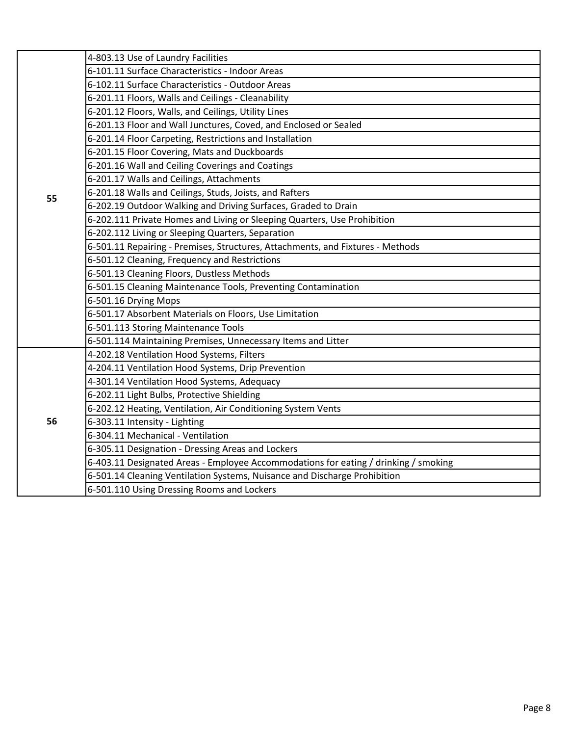| | |
|---|---|
| 55 | 4-803.13 Use of Laundry Facilities |
| | 6-101.11 Surface Characteristics - Indoor Areas |
| | 6-102.11 Surface Characteristics - Outdoor Areas |
| | 6-201.11 Floors, Walls and Ceilings - Cleanability |
| | 6-201.12 Floors, Walls, and Ceilings, Utility Lines |
| | 6-201.13 Floor and Wall Junctures, Coved, and Enclosed or Sealed |
| | 6-201.14 Floor Carpeting, Restrictions and Installation |
| | 6-201.15 Floor Covering, Mats and Duckboards |
| | 6-201.16 Wall and Ceiling Coverings and Coatings |
| | 6-201.17 Walls and Ceilings, Attachments |
| | 6-201.18 Walls and Ceilings, Studs, Joists, and Rafters |
| | 6-202.19 Outdoor Walking and Driving Surfaces, Graded to Drain |
| | 6-202.111 Private Homes and Living or Sleeping Quarters, Use Prohibition |
| | 6-202.112 Living or Sleeping Quarters, Separation |
| | 6-501.11 Repairing - Premises, Structures, Attachments, and Fixtures - Methods |
| | 6-501.12 Cleaning, Frequency and Restrictions |
| | 6-501.13 Cleaning Floors, Dustless Methods |
| | 6-501.15 Cleaning Maintenance Tools, Preventing Contamination |
| | 6-501.16 Drying Mops |
| | 6-501.17 Absorbent Materials on Floors, Use Limitation |
| | 6-501.113 Storing Maintenance Tools |
| | 6-501.114 Maintaining Premises, Unnecessary Items and Litter |
| 56 | 4-202.18 Ventilation Hood Systems, Filters |
| | 4-204.11 Ventilation Hood Systems, Drip Prevention |
| | 4-301.14 Ventilation Hood Systems, Adequacy |
| | 6-202.11 Light Bulbs, Protective Shielding |
| | 6-202.12 Heating, Ventilation, Air Conditioning System Vents |
| | 6-303.11 Intensity - Lighting |
| | 6-304.11 Mechanical - Ventilation |
| | 6-305.11 Designation - Dressing Areas and Lockers |
| | 6-403.11 Designated Areas - Employee Accommodations for eating / drinking / smoking |
| | 6-501.14 Cleaning Ventilation Systems, Nuisance and Discharge Prohibition |
| | 6-501.110 Using Dressing Rooms and Lockers |